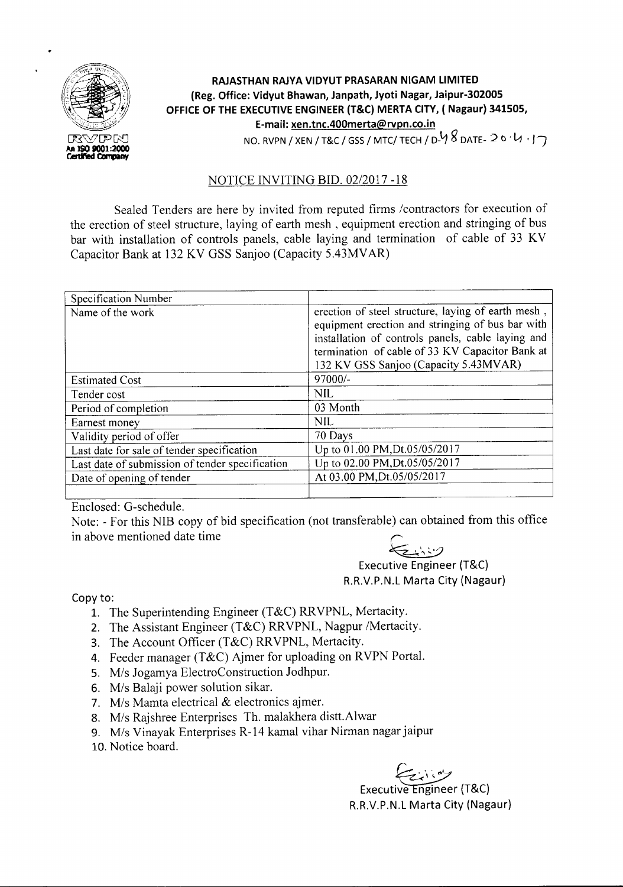RVPN
An ISO 9001:2000
Certified Company

**RAJASTHAN RAJYA VIDYUT PRASARAN NIGAM LIMITED**
**(Reg. Office: Vidyut Bhawan, Janpath, Jyoti Nagar, Jaipur-302005**
**OFFICE OF THE EXECUTIVE ENGINEER (T&C) MERTA CITY, ( Nagaur) 341505,**
**E-mail: xen.tnc.400merta@rvpn.co.in**

NO. RVPN / XEN / T&C / GSS / MTC/ TECH / D-48 DATE- 20.4.17

## NOTICE INVITING BID. 02/2017 -18

Sealed Tenders are here by invited from reputed firms /contractors for execution of the erection of steel structure, laying of earth mesh , equipment erection and stringing of bus bar with installation of controls panels, cable laying and termination of cable of 33 KV Capacitor Bank at 132 KV GSS Sanjoo (Capacity 5.43MVAR)

| Specification Number | |
|---|---|
| Name of the work | erection of steel structure, laying of earth mesh , equipment erection and stringing of bus bar with installation of controls panels, cable laying and termination of cable of 33 KV Capacitor Bank at 132 KV GSS Sanjoo (Capacity 5.43MVAR) |
| Estimated Cost | 97000/- |
| Tender cost | NIL |
| Period of completion | 03 Month |
| Earnest money | NIL |
| Validity period of offer | 70 Days |
| Last date for sale of tender specification | Up to 01.00 PM,Dt.05/05/2017 |
| Last date of submission of tender specification | Up to 02.00 PM,Dt.05/05/2017 |
| Date of opening of tender | At 03.00 PM,Dt.05/05/2017 |

Enclosed: G-schedule.

Note: - For this NIB copy of bid specification (not transferable) can obtained from this office in above mentioned date time

Executive Engineer (T&C)
R.R.V.P.N.L Marta City (Nagaur)

Copy to:

1. The Superintending Engineer (T&C) RRVPNL, Mertacity.
2. The Assistant Engineer (T&C) RRVPNL, Nagpur /Mertacity.
3. The Account Officer (T&C) RRVPNL, Mertacity.
4. Feeder manager (T&C) Ajmer for uploading on RVPN Portal.
5. M/s Jogamya ElectroConstruction Jodhpur.
6. M/s Balaji power solution sikar.
7. M/s Mamta electrical & electronics ajmer.
8. M/s Rajshree Enterprises Th. malakhera distt.Alwar
9. M/s Vinayak Enterprises R-14 kamal vihar Nirman nagar jaipur
10. Notice board.

Executive Engineer (T&C)
R.R.V.P.N.L Marta City (Nagaur)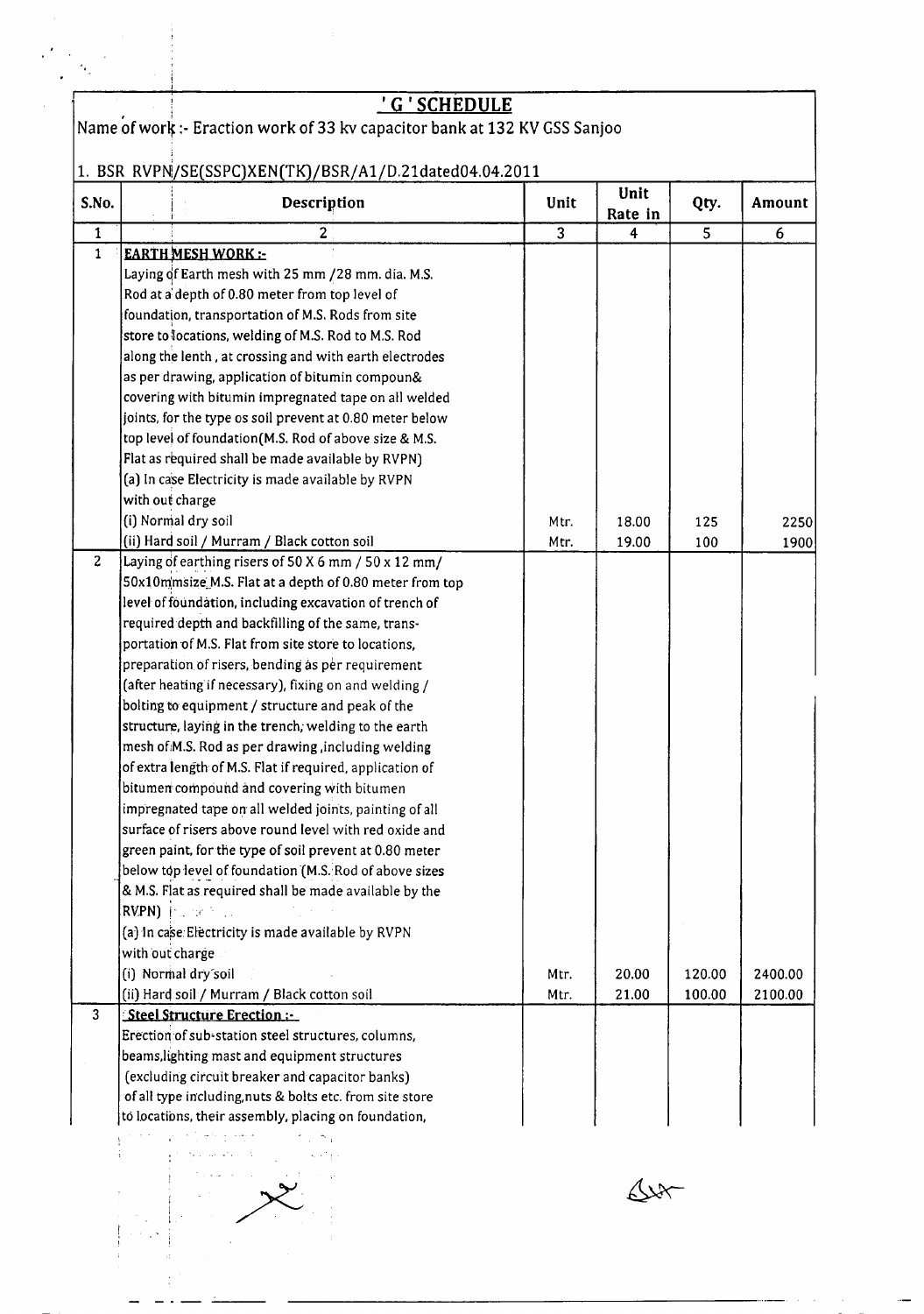## 'G' SCHEDULE

Name of work :- Eraction work of 33 kv capacitor bank at 132 KV GSS Sanjoo

1. BSR RVPN/SE(SSPC)XEN(TK)/BSR/A1/D.21dated04.04.2011

| S.No. | Description | Unit | Unit Rate in | Qty. | Amount |
|---|---|---|---|---|---|
| 1 | 2 | 3 | 4 | 5 | 6 |
| 1 | **EARTH MESH WORK :-** Laying of Earth mesh with 25 mm /28 mm. dia. M.S. Rod at a depth of 0.80 meter from top level of foundation, transportation of M.S. Rods from site store to locations, welding of M.S. Rod to M.S. Rod along the lenth , at crossing and with earth electrodes as per drawing, application of bitumin compoun& covering with bitumin impregnated tape on all welded joints, for the type os soil prevent at 0.80 meter below top level of foundation(M.S. Rod of above size & M.S. Flat as required shall be made available by RVPN) | | | | |
| | (a) In case Electricity is made available by RVPN with out charge | | | | |
| | (i) Normal dry soil | Mtr. | 18.00 | 125 | 2250 |
| | (ii) Hard soil / Murram / Black cotton soil | Mtr. | 19.00 | 100 | 1900 |
| 2 | Laying of earthing risers of 50 X 6 mm / 50 x 12 mm/ 50x10mmsize M.S. Flat at a depth of 0.80 meter from top level of foundation, including excavation of trench of required depth and backfilling of the same, trans-portation of M.S. Flat from site store to locations, preparation of risers, bending as per requirement (after heating if necessary), fixing on and welding / bolting to equipment / structure and peak of the structure, laying in the trench, welding to the earth mesh of M.S. Rod as per drawing ,including welding of extra length of M.S. Flat if required, application of bitumen compound and covering with bitumen impregnated tape on all welded joints, painting of all surface of risers above round level with red oxide and green paint, for the type of soil prevent at 0.80 meter below top level of foundation (M.S. Rod of above sizes & M.S. Flat as required shall be made available by the RVPN) | | | | |
| | (a) In case Electricity is made available by RVPN with out charge | | | | |
| | (i) Normal dry soil | Mtr. | 20.00 | 120.00 | 2400.00 |
| | (ii) Hard soil / Murram / Black cotton soil | Mtr. | 21.00 | 100.00 | 2100.00 |
| 3 | **Steel Structure Erection :-** Erection of sub-station steel structures, columns, beams,lighting mast and equipment structures (excluding circuit breaker and capacitor banks) of all type including,nuts & bolts etc. from site store to locations, their assembly, placing on foundation, | | | | |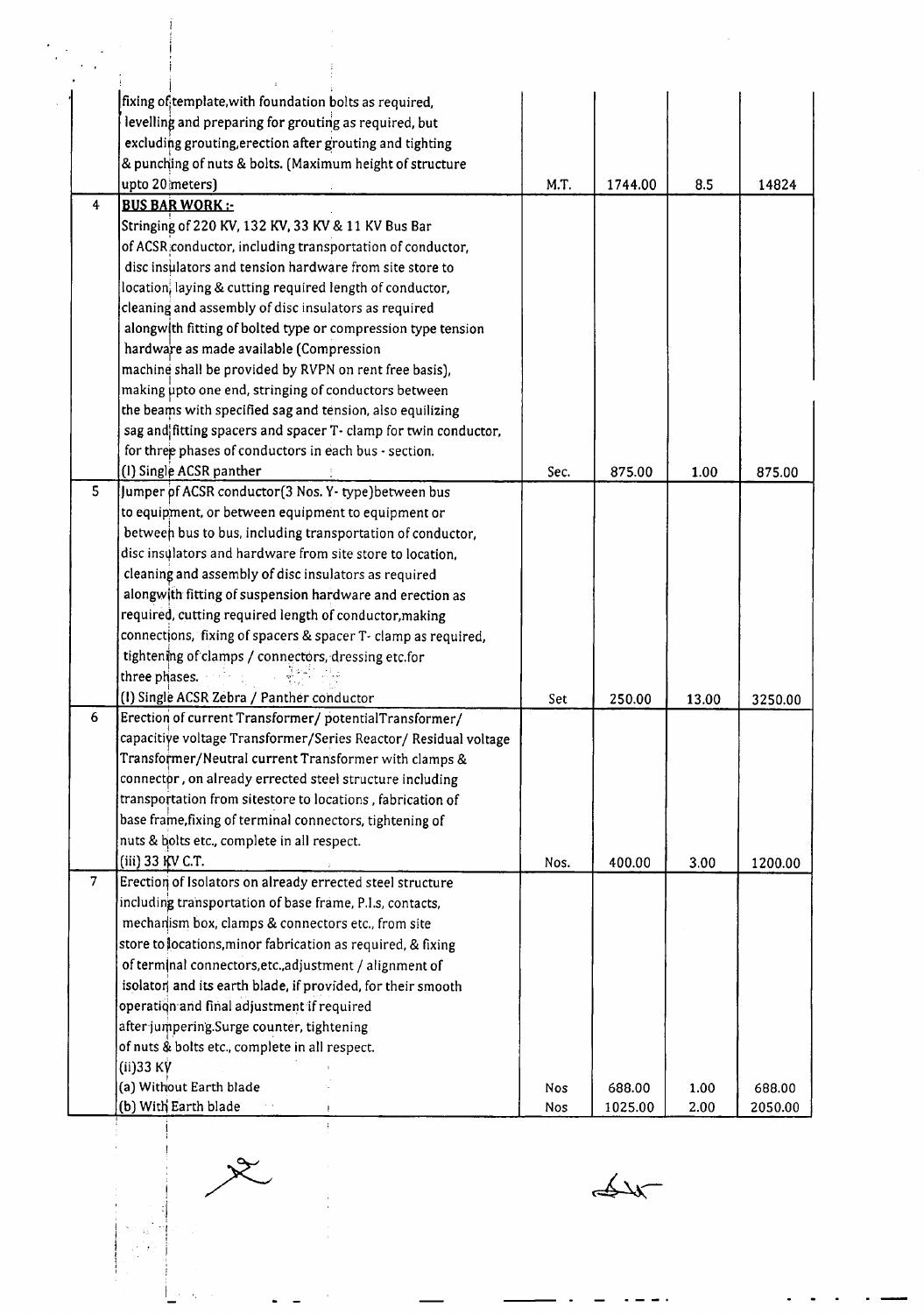| | | | | | |
|---|---|---|---|---|---|
| | fixing of template,with foundation bolts as required, levelling and preparing for grouting as required, but excluding grouting,erection after grouting and tighting & punching of nuts & bolts. (Maximum height of structure upto 20 meters) | M.T. | 1744.00 | 8.5 | 14824 |
| 4 | **BUS BAR WORK :-** Stringing of 220 KV, 132 KV, 33 KV & 11 KV Bus Bar of ACSR conductor, including transportation of conductor, disc insulators and tension hardware from site store to location, laying & cutting required length of conductor, cleaning and assembly of disc insulators as required alongwith fitting of bolted type or compression type tension hardware as made available (Compression machine shall be provided by RVPN on rent free basis), making upto one end, stringing of conductors between the beams with specified sag and tension, also equilizing sag and fitting spacers and spacer T- clamp for twin conductor, for three phases of conductors in each bus - section. (I) Single ACSR panther | Sec. | 875.00 | 1.00 | 875.00 |
| 5 | Jumper of ACSR conductor(3 Nos. Y- type)between bus to equipment, or between equipment to equipment or between bus to bus, including transportation of conductor, disc insulators and hardware from site store to location, cleaning and assembly of disc insulators as required alongwith fitting of suspension hardware and erection as required, cutting required length of conductor,making connections, fixing of spacers & spacer T- clamp as required, tightening of clamps / connectors, dressing etc.for three phases. (I) Single ACSR Zebra / Panther conductor | Set | 250.00 | 13.00 | 3250.00 |
| 6 | Erection of current Transformer/ potentialTransformer/ capacitive voltage Transformer/Series Reactor/ Residual voltage Transformer/Neutral current Transformer with clamps & connector , on already errected steel structure including transportation from sitestore to locations , fabrication of base frame,fixing of terminal connectors, tightening of nuts & bolts etc., complete in all respect. (iii) 33 KV C.T. | Nos. | 400.00 | 3.00 | 1200.00 |
| 7 | Erection of Isolators on already errected steel structure including transportation of base frame, P.I.s, contacts, mechanism box, clamps & connectors etc., from site store to locations,minor fabrication as required, & fixing of terminal connectors,etc.,adjustment / alignment of isolator and its earth blade, if provided, for their smooth operation and final adjustment if required after jumpering.Surge counter, tightening of nuts & bolts etc., complete in all respect. (ii)33 KV | | | | |
| | (a) Without Earth blade | Nos | 688.00 | 1.00 | 688.00 |
| | (b) With Earth blade | Nos | 1025.00 | 2.00 | 2050.00 |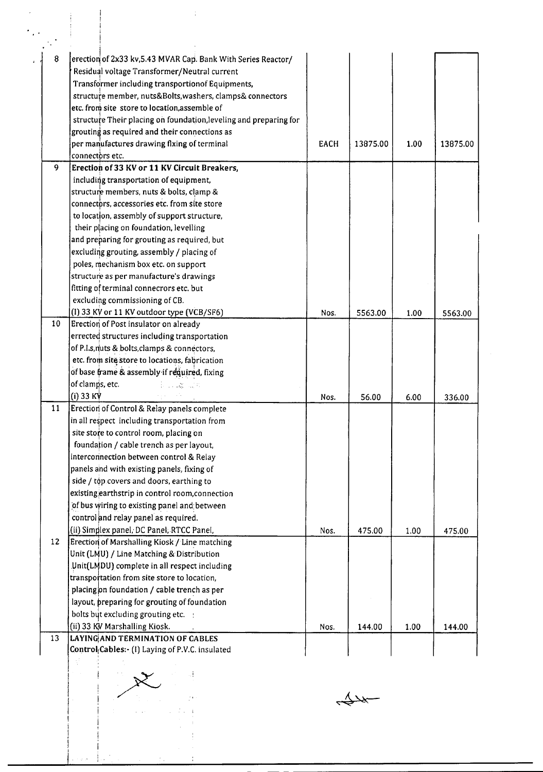| 8 | erection of 2x33 kv,5.43 MVAR Cap. Bank With Series Reactor/ Residual voltage Transformer/Neutral current Transformer including transportionof Equipments, structure member, nuts&Bolts,washers, clamps& connectors etc. from site store to location,assemble of structure Their placing on foundation,leveling and preparing for grouting as required and their connections as per manufactures drawing fixing of terminal connectors etc. | EACH | 13875.00 | 1.00 | 13875.00 |
|---|---|---|---|---|---|
| 9 | **Erection of 33 KV or 11 KV Circuit Breakers,** including transportation of equipment, structure members, nuts & bolts, clamp & connectors, accessories etc. from site store to location, assembly of support structure, their placing on foundation, levelling and preparing for grouting as required, but excluding grouting, assembly / placing of poles, mechanism box etc. on support structure as per manufacture's drawings fitting of terminal connecrors etc. but excluding commissioning of CB. (I) 33 KV or 11 KV outdoor type (VCB/SF6) | Nos. | 5563.00 | 1.00 | 5563.00 |
| 10 | Erection of Post insulator on already errected structures including transportation of P.I.s,nuts & bolts,clamps & connectors, etc. from site store to locations, fabrication of base frame & assembly if required, fixing of clamps, etc. (i) 33 KV | Nos. | 56.00 | 6.00 | 336.00 |
| 11 | Erection of Control & Relay panels complete in all respect including transportation from site store to control room, placing on foundation / cable trench as per layout, interconnection between control & Relay panels and with existing panels, fixing of side / top covers and doors, earthing to existing earthstrip in control room,connection of bus wiring to existing panel and between control and relay panel as required. (ii) Simplex panel, DC Panel, RTCC Panel, | Nos. | 475.00 | 1.00 | 475.00 |
| 12 | Erection of Marshalling Kiosk / Line matching Unit (LMU) / Line Matching & Distribution Unit(LMDU) complete in all respect including transportation from site store to location, placing on foundation / cable trench as per layout, preparing for grouting of foundation bolts but excluding grouting etc. (ii) 33 KV Marshalling Kiosk. | Nos. | 144.00 | 1.00 | 144.00 |
| 13 | **LAYING AND TERMINATION OF CABLES** Control Cables:- (I) Laying of P.V.C. insulated | | | | |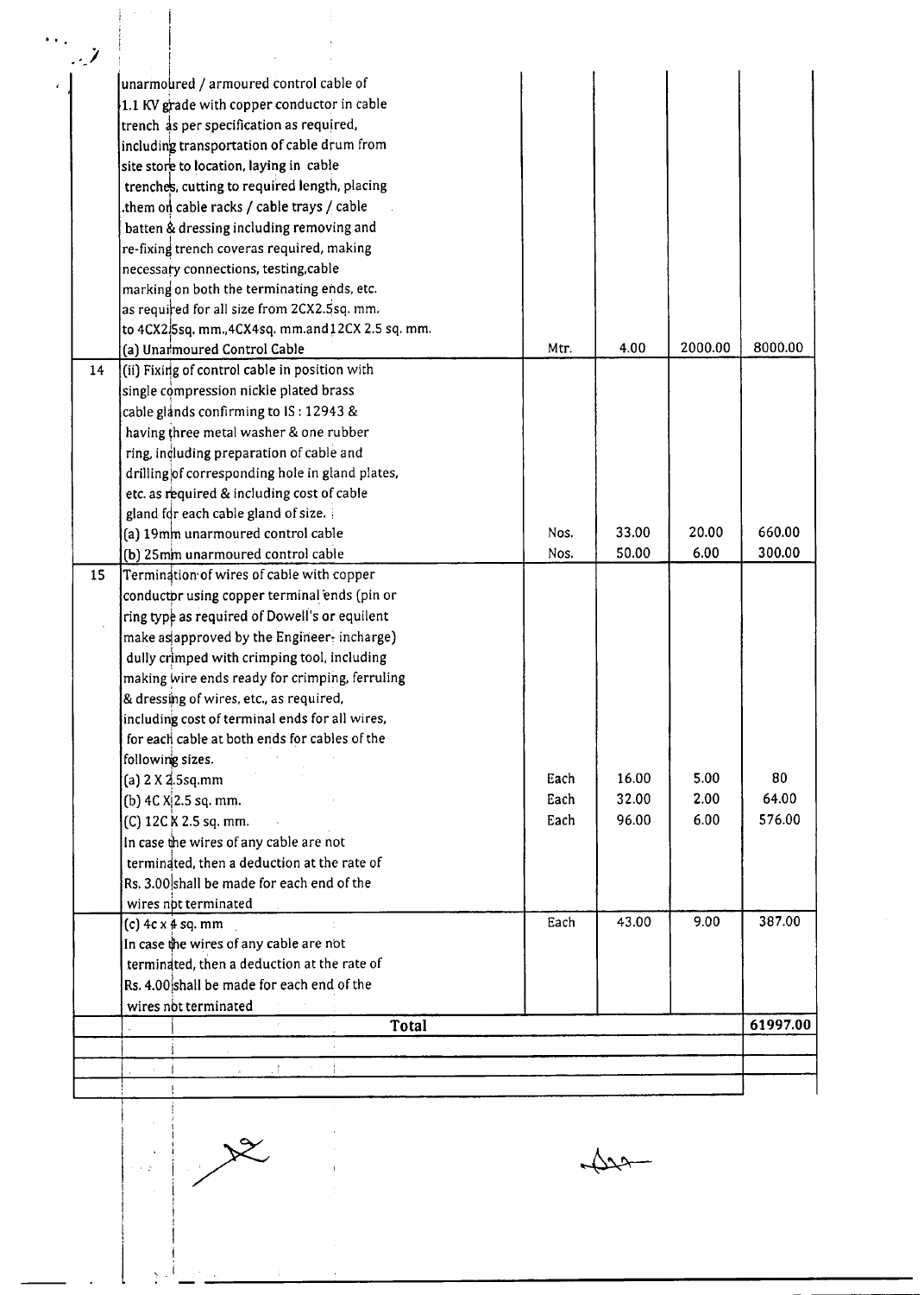| | | | | | |
|---|---|---|---|---|---|
| | unarmoured / armoured control cable of 1.1 KV grade with copper conductor in cable trench as per specification as required, including transportation of cable drum from site store to location, laying in cable trenches, cutting to required length, placing .them on cable racks / cable trays / cable batten & dressing including removing and re-fixing trench coveras required, making necessary connections, testing,cable marking on both the terminating ends, etc. as required for all size from 2CX2.5sq. mm. to 4CX2.5sq. mm.,4CX4sq. mm.and12CX 2.5 sq. mm. | | | | |
| | (a) Unarmoured Control Cable | Mtr. | 4.00 | 2000.00 | 8000.00 |
| 14 | (ii) Fixing of control cable in position with single compression nickle plated brass cable glands confirming to IS : 12943 & having three metal washer & one rubber ring, including preparation of cable and drilling of corresponding hole in gland plates, etc. as required & including cost of cable gland for each cable gland of size. | | | | |
| | (a) 19mm unarmoured control cable | Nos. | 33.00 | 20.00 | 660.00 |
| | (b) 25mm unarmoured control cable | Nos. | 50.00 | 6.00 | 300.00 |
| 15 | Termination of wires of cable with copper conductor using copper terminal ends (pin or ring type as required of Dowell's or equilent make as approved by the Engineer- incharge) dully crimped with crimping tool, including making wire ends ready for crimping, ferruling & dressing of wires, etc., as required, including cost of terminal ends for all wires, for each cable at both ends for cables of the following sizes. | | | | |
| | (a) 2 X 2.5sq.mm | Each | 16.00 | 5.00 | 80 |
| | (b) 4C X 2.5 sq. mm. | Each | 32.00 | 2.00 | 64.00 |
| | (C) 12C X 2.5 sq. mm. | Each | 96.00 | 6.00 | 576.00 |
| | In case the wires of any cable are not terminated, then a deduction at the rate of Rs. 3.00 shall be made for each end of the wires not terminated | | | | |
| | (c) 4c x 4 sq. mm | Each | 43.00 | 9.00 | 387.00 |
| | In case the wires of any cable are not terminated, then a deduction at the rate of Rs. 4.00 shall be made for each end of the wires not terminated | | | | |
| | **Total** | | | | **61997.00** |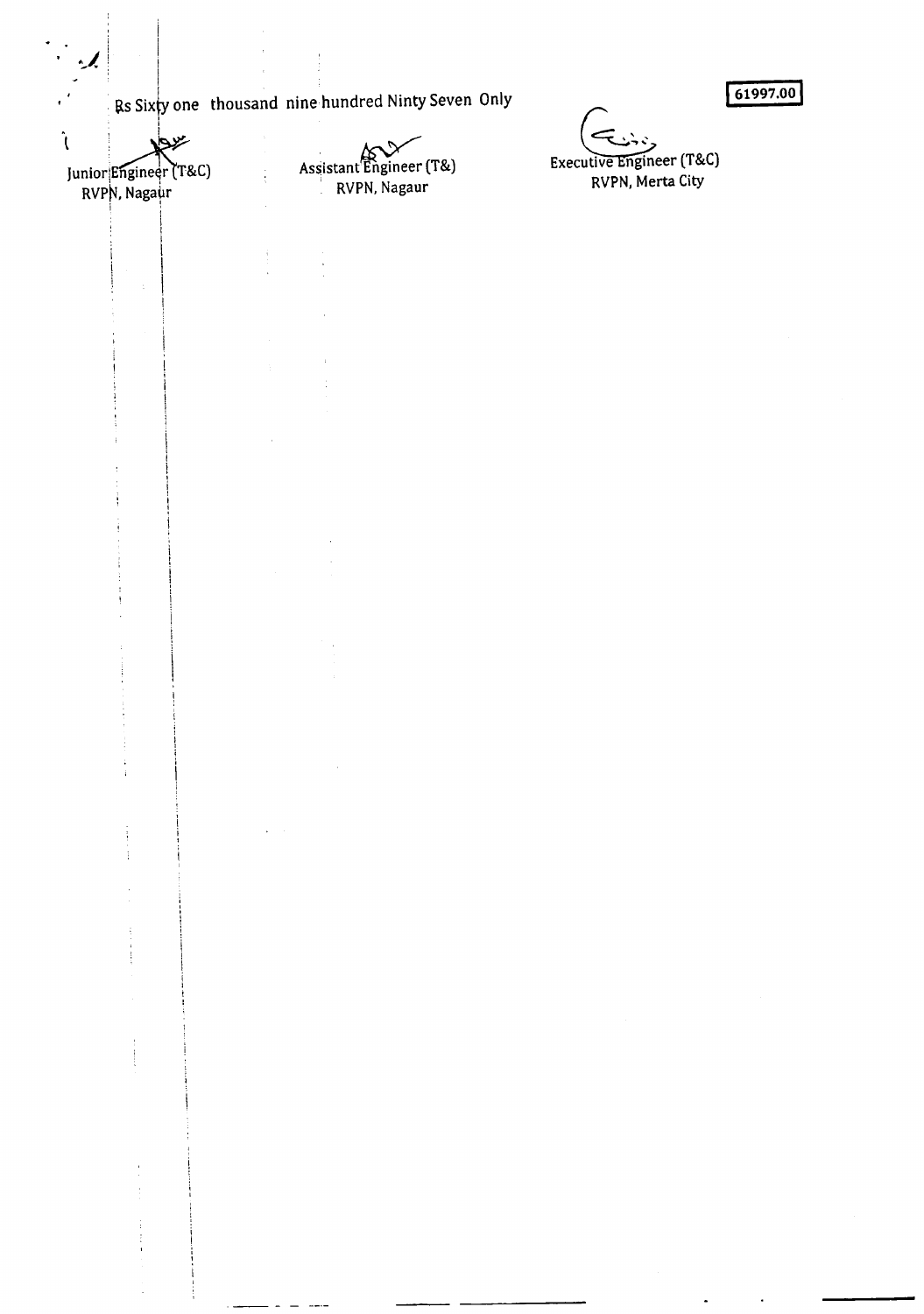Rs Sixty one thousand nine hundred Ninty Seven Only

**61997.00**

| | | |
|---|---|---|
| Junior Engineer (T&C) RVPN, Nagaur | Assistant Engineer (T&) RVPN, Nagaur | Executive Engineer (T&C) RVPN, Merta City |